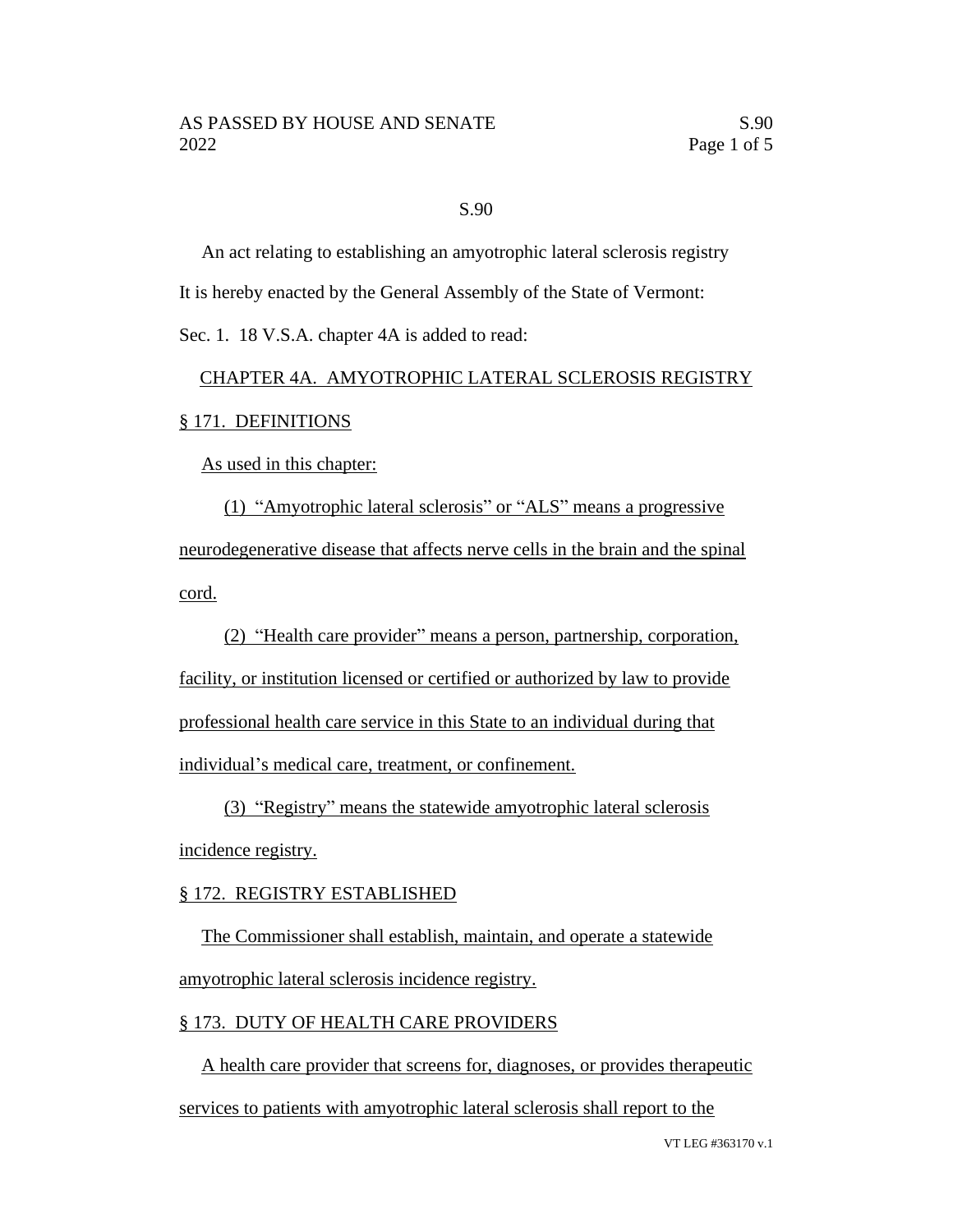# S.90

An act relating to establishing an amyotrophic lateral sclerosis registry

It is hereby enacted by the General Assembly of the State of Vermont:

Sec. 1. 18 V.S.A. chapter 4A is added to read:

## CHAPTER 4A. AMYOTROPHIC LATERAL SCLEROSIS REGISTRY

### § 171. DEFINITIONS

As used in this chapter:

(1) "Amyotrophic lateral sclerosis" or "ALS" means a progressive neurodegenerative disease that affects nerve cells in the brain and the spinal cord.

(2) "Health care provider" means a person, partnership, corporation, facility, or institution licensed or certified or authorized by law to provide professional health care service in this State to an individual during that individual's medical care, treatment, or confinement.

(3) "Registry" means the statewide amyotrophic lateral sclerosis incidence registry.

### § 172. REGISTRY ESTABLISHED

The Commissioner shall establish, maintain, and operate a statewide amyotrophic lateral sclerosis incidence registry.

### § 173. DUTY OF HEALTH CARE PROVIDERS

A health care provider that screens for, diagnoses, or provides therapeutic services to patients with amyotrophic lateral sclerosis shall report to the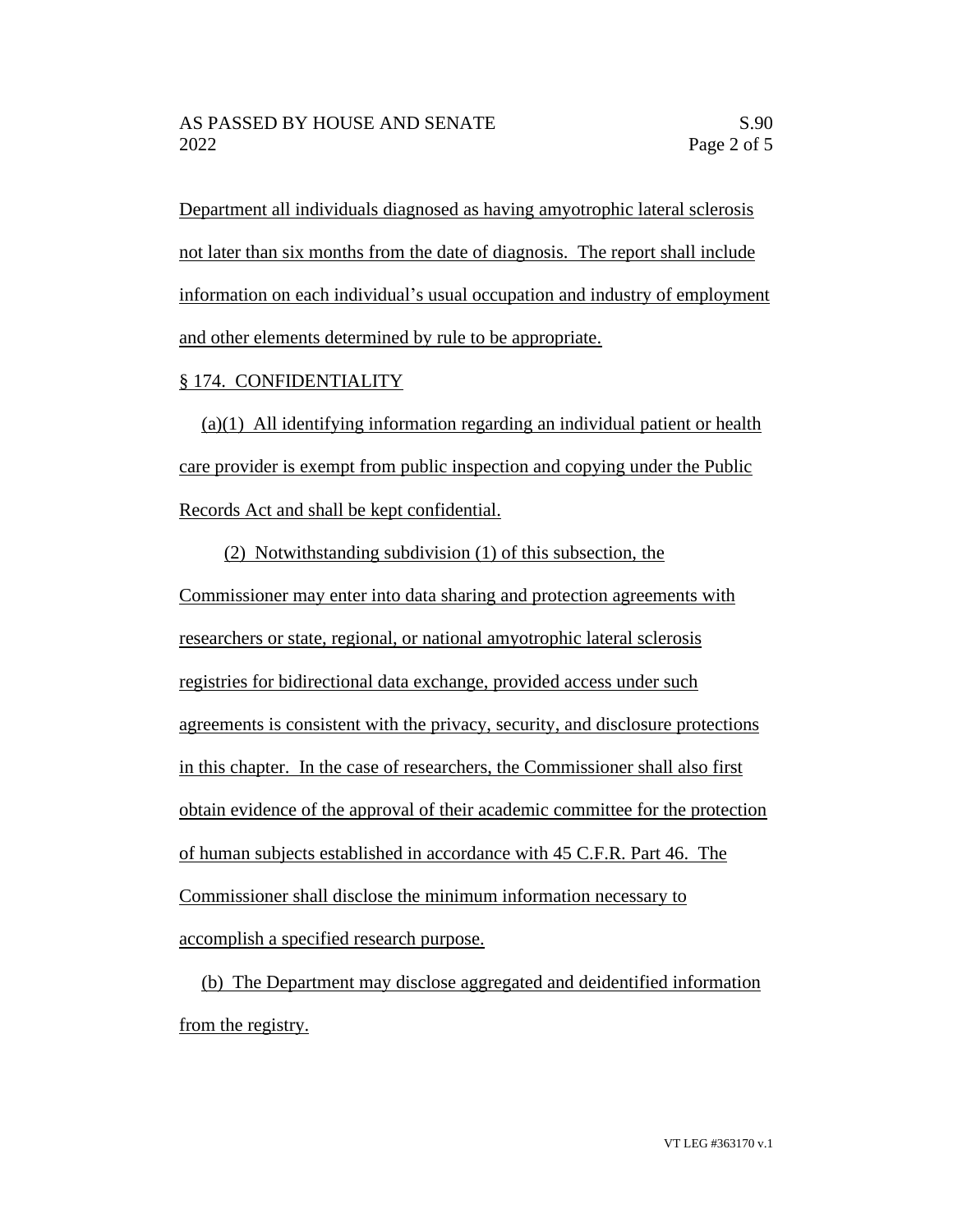Department all individuals diagnosed as having amyotrophic lateral sclerosis not later than six months from the date of diagnosis. The report shall include information on each individual's usual occupation and industry of employment and other elements determined by rule to be appropriate.

§ 174. CONFIDENTIALITY

(a)(1) All identifying information regarding an individual patient or health care provider is exempt from public inspection and copying under the Public Records Act and shall be kept confidential.

(2) Notwithstanding subdivision (1) of this subsection, the Commissioner may enter into data sharing and protection agreements with researchers or state, regional, or national amyotrophic lateral sclerosis registries for bidirectional data exchange, provided access under such agreements is consistent with the privacy, security, and disclosure protections in this chapter. In the case of researchers, the Commissioner shall also first obtain evidence of the approval of their academic committee for the protection of human subjects established in accordance with 45 C.F.R. Part 46. The Commissioner shall disclose the minimum information necessary to accomplish a specified research purpose.

(b) The Department may disclose aggregated and deidentified information from the registry.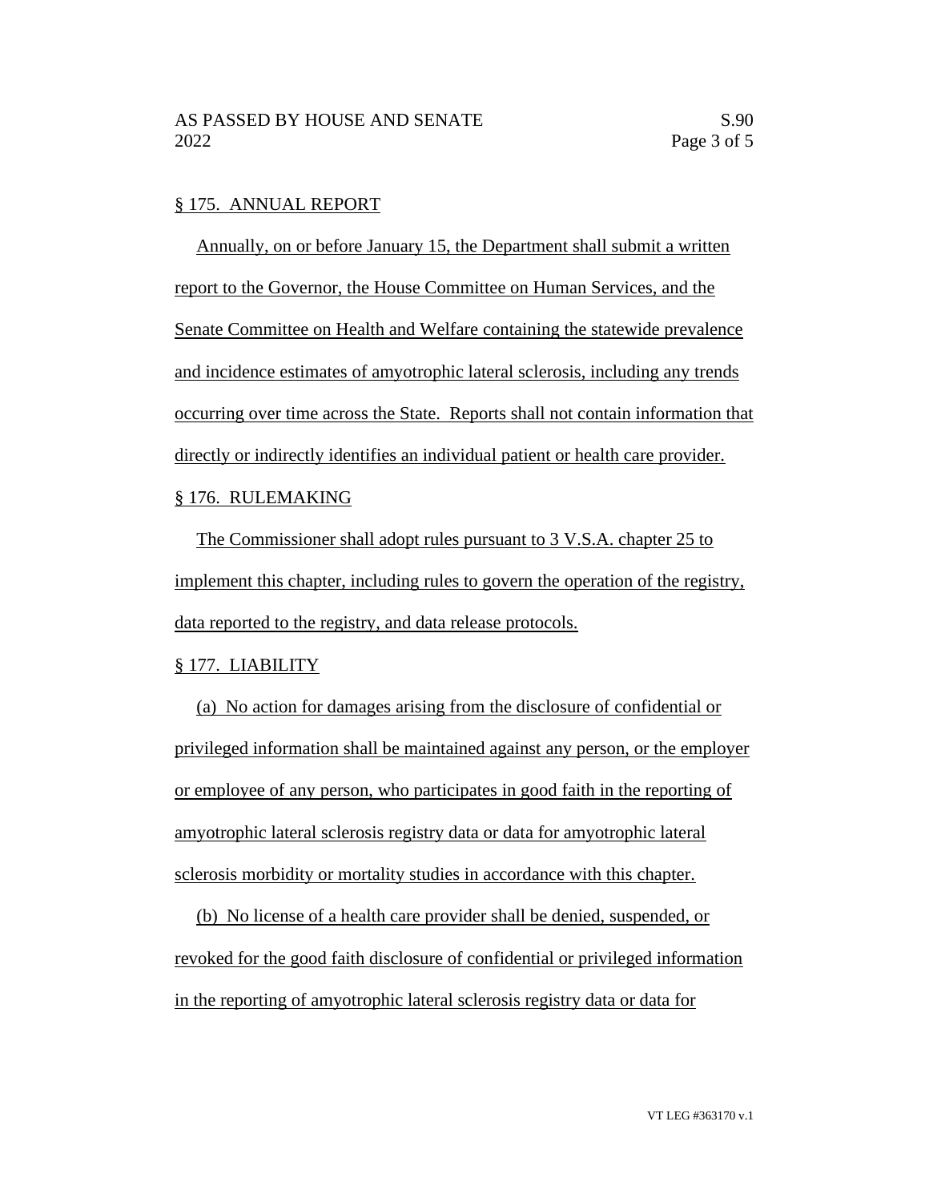§ 175. ANNUAL REPORT

Annually, on or before January 15, the Department shall submit a written report to the Governor, the House Committee on Human Services, and the Senate Committee on Health and Welfare containing the statewide prevalence and incidence estimates of amyotrophic lateral sclerosis, including any trends occurring over time across the State. Reports shall not contain information that directly or indirectly identifies an individual patient or health care provider.

§ 176. RULEMAKING

The Commissioner shall adopt rules pursuant to 3 V.S.A. chapter 25 to implement this chapter, including rules to govern the operation of the registry, data reported to the registry, and data release protocols.

§ 177. LIABILITY

(a) No action for damages arising from the disclosure of confidential or privileged information shall be maintained against any person, or the employer or employee of any person, who participates in good faith in the reporting of amyotrophic lateral sclerosis registry data or data for amyotrophic lateral sclerosis morbidity or mortality studies in accordance with this chapter.

(b) No license of a health care provider shall be denied, suspended, or revoked for the good faith disclosure of confidential or privileged information in the reporting of amyotrophic lateral sclerosis registry data or data for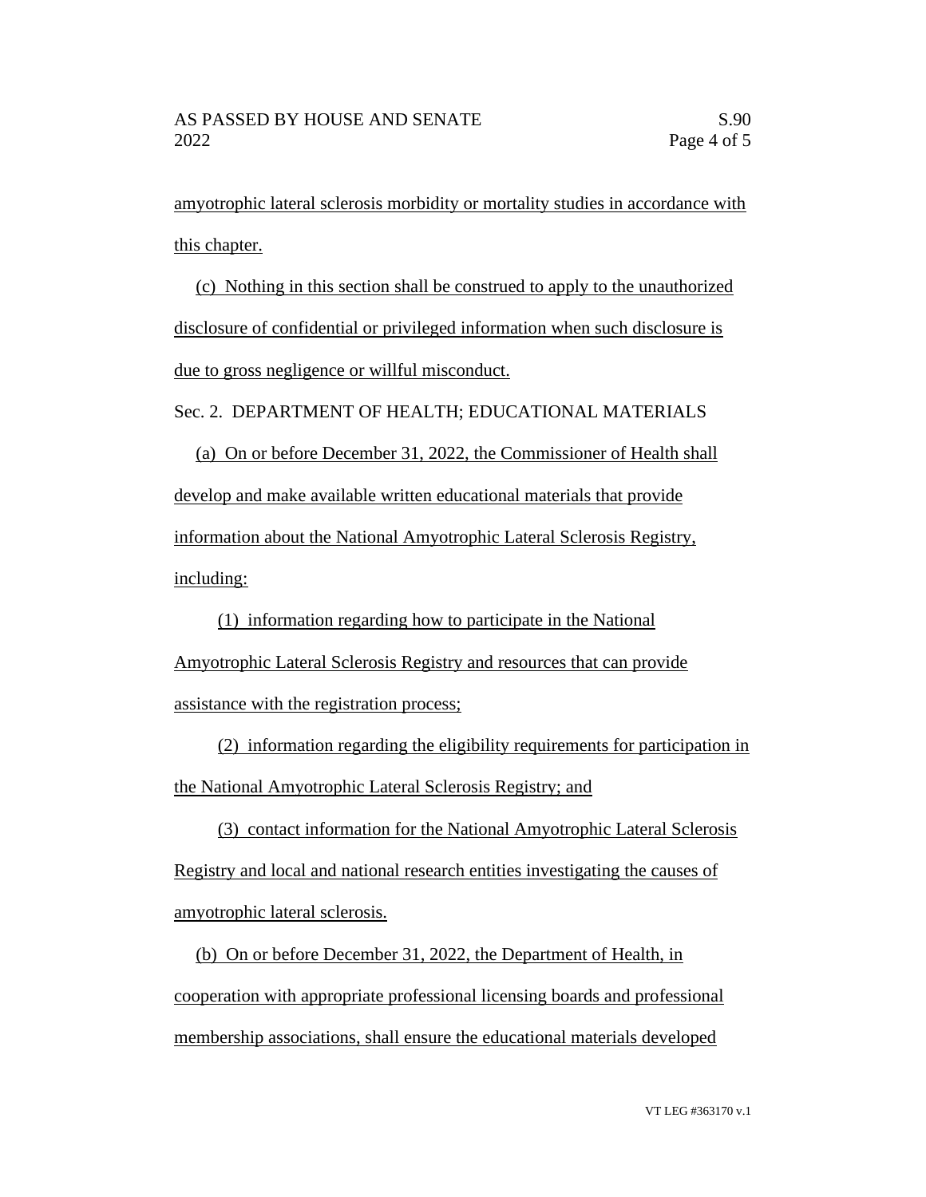amyotrophic lateral sclerosis morbidity or mortality studies in accordance with this chapter.

(c) Nothing in this section shall be construed to apply to the unauthorized disclosure of confidential or privileged information when such disclosure is due to gross negligence or willful misconduct.

Sec. 2. DEPARTMENT OF HEALTH; EDUCATIONAL MATERIALS

(a) On or before December 31, 2022, the Commissioner of Health shall develop and make available written educational materials that provide information about the National Amyotrophic Lateral Sclerosis Registry, including:

(1) information regarding how to participate in the National Amyotrophic Lateral Sclerosis Registry and resources that can provide assistance with the registration process;

(2) information regarding the eligibility requirements for participation in the National Amyotrophic Lateral Sclerosis Registry; and

(3) contact information for the National Amyotrophic Lateral Sclerosis Registry and local and national research entities investigating the causes of amyotrophic lateral sclerosis.

(b) On or before December 31, 2022, the Department of Health, in cooperation with appropriate professional licensing boards and professional membership associations, shall ensure the educational materials developed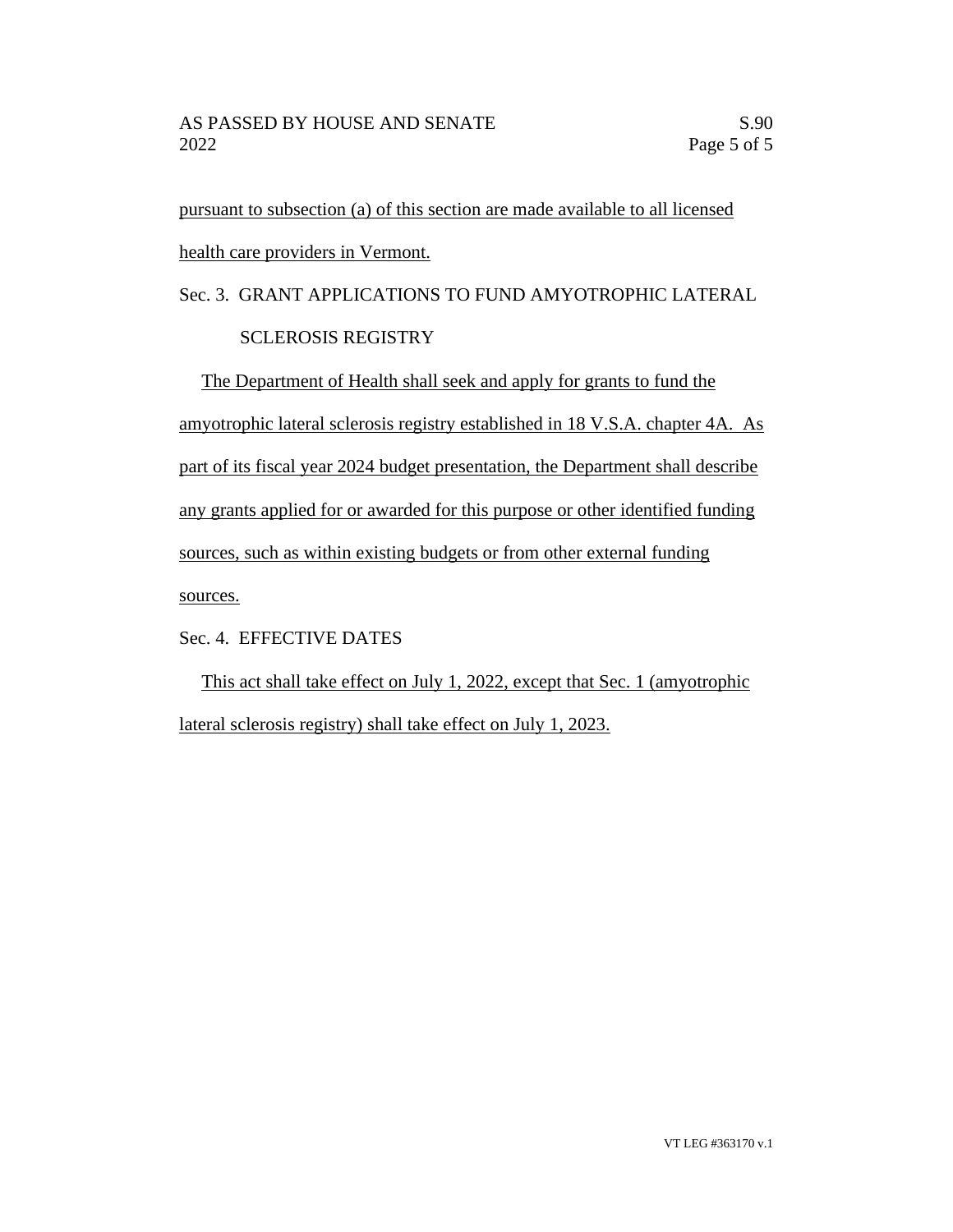pursuant to subsection (a) of this section are made available to all licensed health care providers in Vermont.

Sec. 3. GRANT APPLICATIONS TO FUND AMYOTROPHIC LATERAL SCLEROSIS REGISTRY

The Department of Health shall seek and apply for grants to fund the amyotrophic lateral sclerosis registry established in 18 V.S.A. chapter 4A. As part of its fiscal year 2024 budget presentation, the Department shall describe any grants applied for or awarded for this purpose or other identified funding sources, such as within existing budgets or from other external funding sources.

Sec. 4. EFFECTIVE DATES

This act shall take effect on July 1, 2022, except that Sec. 1 (amyotrophic lateral sclerosis registry) shall take effect on July 1, 2023.